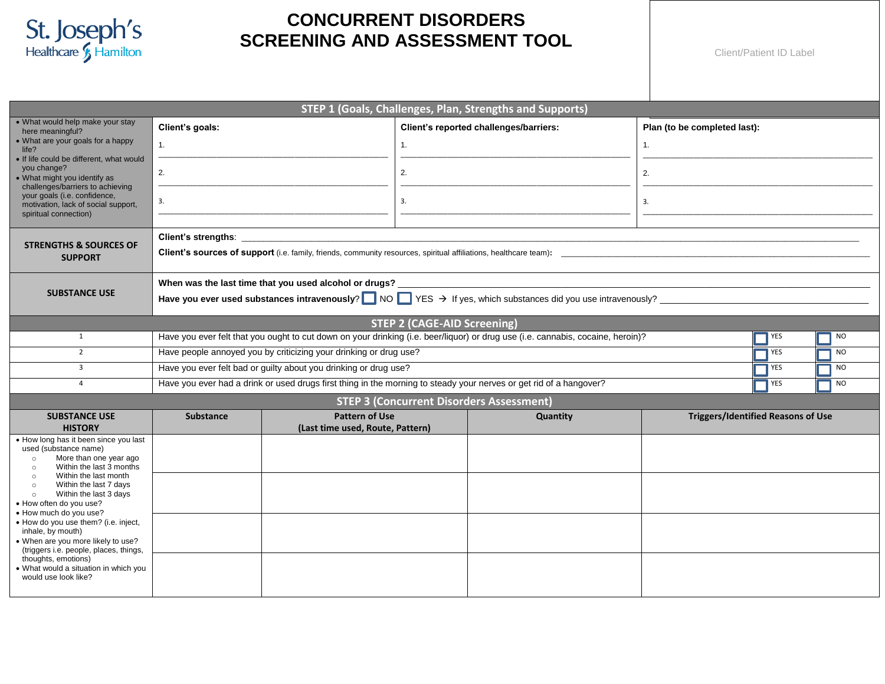St. Joseph's Healthcare Hamilton

# CONCURRENT DISORDERS SCREENING AND ASSESSMENT TOOL

Client/Patient ID Label

## STEP 1 (Goals, Challenges, Plan, Strengths and Supports)

| | Client's goals: | Client's reported challenges/barriers: | Plan (to be completed last): |
|---|---|---|---|
| • What would help make your stay here meaningful?<br>• What are your goals for a happy life?<br>• If life could be different, what would you change?<br>• What might you identify as challenges/barriers to achieving your goals (i.e. confidence, motivation, lack of social support, spiritual connection) | 1. ______<br>2. ______<br>3. ______ | 1. ______<br>2. ______<br>3. ______ | 1. ______<br>2. ______<br>3. ______ |

**STRENGTHS & SOURCES OF SUPPORT**

**Client's strengths**: ______

**Client's sources of support** (i.e. family, friends, community resources, spiritual affiliations, healthcare team)**:** ______

**SUBSTANCE USE**

**When was the last time that you used alcohol or drugs?** ______

**Have you ever used substances intravenously**? ☐ NO ☐ YES → If yes, which substances did you use intravenously? ______

## STEP 2 (CAGE-AID Screening)

| # | Question | YES | NO |
|---|---|---|---|
| 1 | Have you ever felt that you ought to cut down on your drinking (i.e. beer/liquor) or drug use (i.e. cannabis, cocaine, heroin)? | ☐ YES | ☐ NO |
| 2 | Have people annoyed you by criticizing your drinking or drug use? | ☐ YES | ☐ NO |
| 3 | Have you ever felt bad or guilty about you drinking or drug use? | ☐ YES | ☐ NO |
| 4 | Have you ever had a drink or used drugs first thing in the morning to steady your nerves or get rid of a hangover? | ☐ YES | ☐ NO |

## STEP 3 (Concurrent Disorders Assessment)

| SUBSTANCE USE HISTORY | Substance | Pattern of Use (Last time used, Route, Pattern) | Quantity | Triggers/Identified Reasons of Use |
|---|---|---|---|---|
| • How long has it been since you last used (substance name)<br>○ More than one year ago<br>○ Within the last 3 months<br>○ Within the last month<br>○ Within the last 7 days<br>○ Within the last 3 days<br>• How often do you use?<br>• How much do you use?<br>• How do you use them? (i.e. inject, inhale, by mouth)<br>• When are you more likely to use? (triggers i.e. people, places, things, thoughts, emotions)<br>• What would a situation in which you would use look like? | | | | |
| | | | | |
| | | | | |
| | | | | |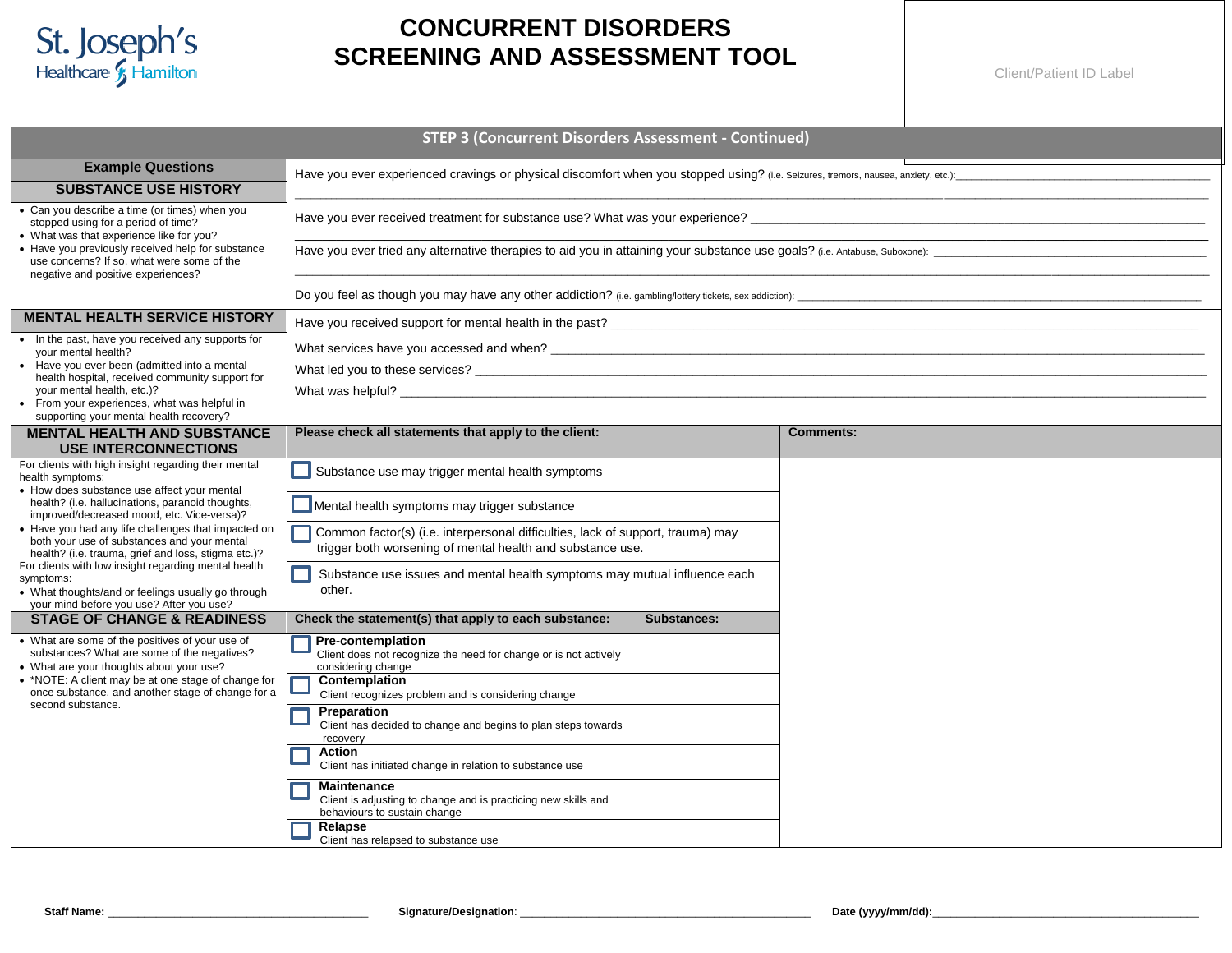St. Joseph's Healthcare Hamilton

# CONCURRENT DISORDERS SCREENING AND ASSESSMENT TOOL

Client/Patient ID Label

## STEP 3 (Concurrent Disorders Assessment - Continued)

| Example Questions | |
|---|---|
| **SUBSTANCE USE HISTORY**<br>• Can you describe a time (or times) when you stopped using for a period of time?<br>• What was that experience like for you?<br>• Have you previously received help for substance use concerns? If so, what were some of the negative and positive experiences? | Have you ever experienced cravings or physical discomfort when you stopped using? (i.e. Seizures, tremors, nausea, anxiety, etc.):______________________________<br>______________________________<br>Have you ever received treatment for substance use? What was your experience? ______________________________<br>Have you ever tried any alternative therapies to aid you in attaining your substance use goals? (i.e. Antabuse, Suboxone): ______________________________<br>______________________________<br>Do you feel as though you may have any other addiction? (i.e. gambling/lottery tickets, sex addiction): ______________________________ |
| **MENTAL HEALTH SERVICE HISTORY**<br>• In the past, have you received any supports for your mental health?<br>• Have you ever been (admitted into a mental health hospital, received community support for your mental health, etc.)?<br>• From your experiences, what was helpful in supporting your mental health recovery? | Have you received support for mental health in the past? ______________________________<br>What services have you accessed and when? ______________________________<br>What led you to these services? ______________________________<br>What was helpful? ______________________________ |

| MENTAL HEALTH AND SUBSTANCE USE INTERCONNECTIONS | Please check all statements that apply to the client: | Comments: |
|---|---|---|
| For clients with high insight regarding their mental health symptoms:<br>• How does substance use affect your mental health? (i.e. hallucinations, paranoid thoughts, improved/decreased mood, etc. Vice-versa)?<br>• Have you had any life challenges that impacted on both your use of substances and your mental health? (i.e. trauma, grief and loss, stigma etc.)?<br>For clients with low insight regarding mental health symptoms:<br>• What thoughts/and or feelings usually go through your mind before you use? After you use? | ☐ Substance use may trigger mental health symptoms<br>☐ Mental health symptoms may trigger substance<br>☐ Common factor(s) (i.e. interpersonal difficulties, lack of support, trauma) may trigger both worsening of mental health and substance use.<br>☐ Substance use issues and mental health symptoms may mutual influence each other. | |

| STAGE OF CHANGE & READINESS | Check the statement(s) that apply to each substance: | Substances: |
|---|---|---|
| • What are some of the positives of your use of substances? What are some of the negatives?<br>• What are your thoughts about your use?<br>• *NOTE: A client may be at one stage of change for once substance, and another stage of change for a second substance. | ☐ **Pre-contemplation**<br>Client does not recognize the need for change or is not actively considering change | |
| | ☐ **Contemplation**<br>Client recognizes problem and is considering change | |
| | ☐ **Preparation**<br>Client has decided to change and begins to plan steps towards recovery | |
| | ☐ **Action**<br>Client has initiated change in relation to substance use | |
| | ☐ **Maintenance**<br>Client is adjusting to change and is practicing new skills and behaviours to sustain change | |
| | ☐ **Relapse**<br>Client has relapsed to substance use | |

**Staff Name:** ______________________________ **Signature/Designation**: ______________________________ **Date (yyyy/mm/dd):**______________________________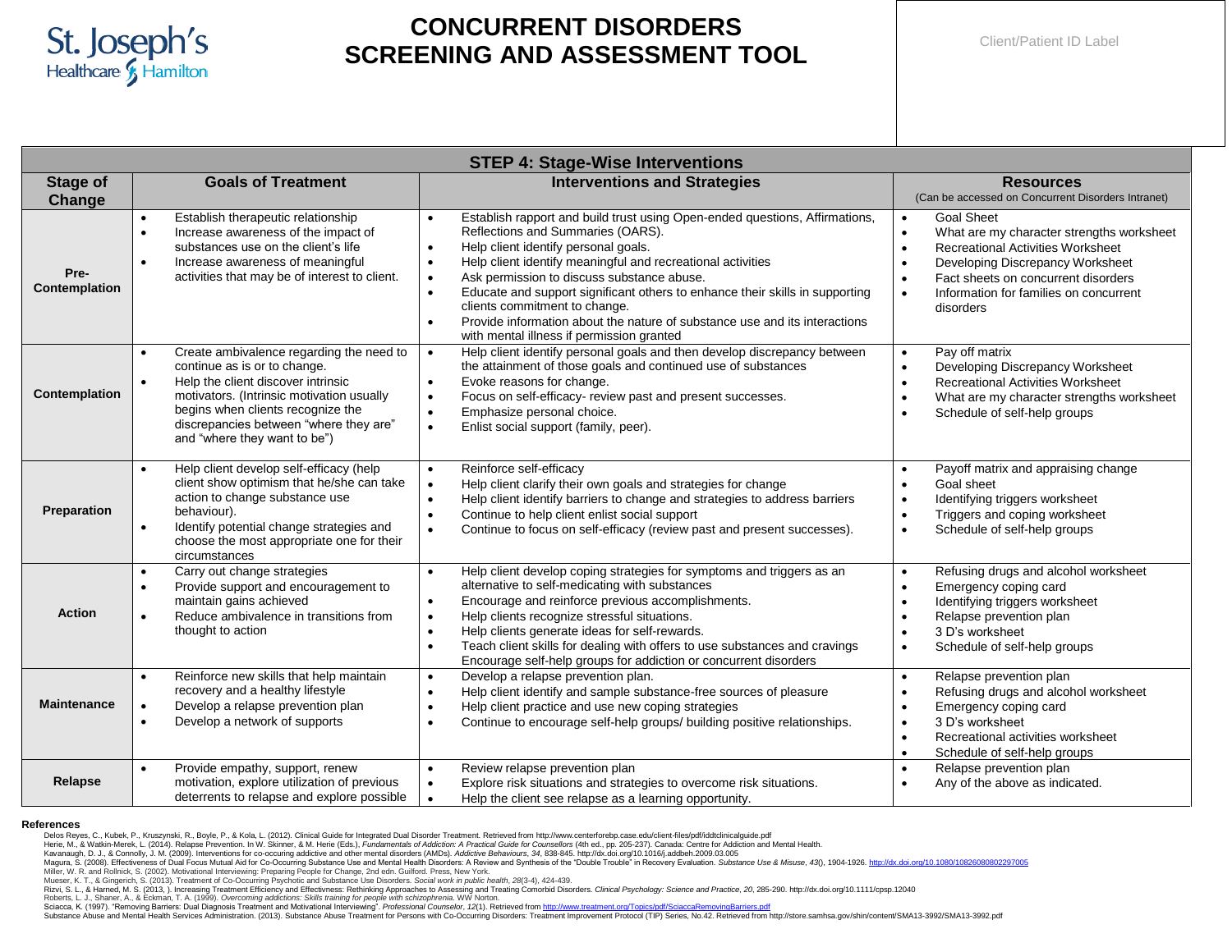St. Joseph's Healthcare Hamilton

# CONCURRENT DISORDERS SCREENING AND ASSESSMENT TOOL

Client/Patient ID Label

## STEP 4: Stage-Wise Interventions

| Stage of Change | Goals of Treatment | Interventions and Strategies | Resources (Can be accessed on Concurrent Disorders Intranet) |
|---|---|---|---|
| **Pre-Contemplation** | • Establish therapeutic relationship<br>• Increase awareness of the impact of substances use on the client's life<br>• Increase awareness of meaningful activities that may be of interest to client. | • Establish rapport and build trust using Open-ended questions, Affirmations, Reflections and Summaries (OARS).<br>• Help client identify personal goals.<br>• Help client identify meaningful and recreational activities<br>• Ask permission to discuss substance abuse.<br>• Educate and support significant others to enhance their skills in supporting clients commitment to change.<br>• Provide information about the nature of substance use and its interactions with mental illness if permission granted | • Goal Sheet<br>• What are my character strengths worksheet<br>• Recreational Activities Worksheet<br>• Developing Discrepancy Worksheet<br>• Fact sheets on concurrent disorders<br>• Information for families on concurrent disorders |
| **Contemplation** | • Create ambivalence regarding the need to continue as is or to change.<br>• Help the client discover intrinsic motivators. (Intrinsic motivation usually begins when clients recognize the discrepancies between "where they are" and "where they want to be") | • Help client identify personal goals and then develop discrepancy between the attainment of those goals and continued use of substances<br>• Evoke reasons for change.<br>• Focus on self-efficacy- review past and present successes.<br>• Emphasize personal choice.<br>• Enlist social support (family, peer). | • Pay off matrix<br>• Developing Discrepancy Worksheet<br>• Recreational Activities Worksheet<br>• What are my character strengths worksheet<br>• Schedule of self-help groups |
| **Preparation** | • Help client develop self-efficacy (help client show optimism that he/she can take action to change substance use behaviour).<br>• Identify potential change strategies and choose the most appropriate one for their circumstances | • Reinforce self-efficacy<br>• Help client clarify their own goals and strategies for change<br>• Help client identify barriers to change and strategies to address barriers<br>• Continue to help client enlist social support<br>• Continue to focus on self-efficacy (review past and present successes). | • Payoff matrix and appraising change<br>• Goal sheet<br>• Identifying triggers worksheet<br>• Triggers and coping worksheet<br>• Schedule of self-help groups |
| **Action** | • Carry out change strategies<br>• Provide support and encouragement to maintain gains achieved<br>• Reduce ambivalence in transitions from thought to action | • Help client develop coping strategies for symptoms and triggers as an alternative to self-medicating with substances<br>• Encourage and reinforce previous accomplishments.<br>• Help clients recognize stressful situations.<br>• Help clients generate ideas for self-rewards.<br>• Teach client skills for dealing with offers to use substances and cravings Encourage self-help groups for addiction or concurrent disorders | • Refusing drugs and alcohol worksheet<br>• Emergency coping card<br>• Identifying triggers worksheet<br>• Relapse prevention plan<br>• 3 D's worksheet<br>• Schedule of self-help groups |
| **Maintenance** | • Reinforce new skills that help maintain recovery and a healthy lifestyle<br>• Develop a relapse prevention plan<br>• Develop a network of supports | • Develop a relapse prevention plan.<br>• Help client identify and sample substance-free sources of pleasure<br>• Help client practice and use new coping strategies<br>• Continue to encourage self-help groups/ building positive relationships. | • Relapse prevention plan<br>• Refusing drugs and alcohol worksheet<br>• Emergency coping card<br>• 3 D's worksheet<br>• Recreational activities worksheet<br>• Schedule of self-help groups |
| **Relapse** | • Provide empathy, support, renew motivation, explore utilization of previous deterrents to relapse and explore possible | • Review relapse prevention plan<br>• Explore risk situations and strategies to overcome risk situations.<br>• Help the client see relapse as a learning opportunity. | • Relapse prevention plan<br>• Any of the above as indicated. |

**References**

Delos Reyes, C., Kubek, P., Kruszynski, R., Boyle, P., & Kola, L. (2012). Clinical Guide for Integrated Dual Disorder Treatment. Retrieved from http://www.centerforebp.case.edu/client-files/pdf/iddtclinicalguide.pdf

Herie, M., & Watkin-Merek, L. (2014). Relapse Prevention. In W. Skinner, & M. Herie (Eds.), *Fundamentals of Addiction: A Practical Guide for Counsellors* (4th ed., pp. 205-237). Canada: Centre for Addiction and Mental Health.

Kavanaugh, D. J., & Connolly, J. M. (2009). Interventions for co-occuring addictive and other mental disorders (AMDs). *Addictive Behaviours, 34*, 838-845. http://dx.doi.org/10.1016/j.addbeh.2009.03.005

Magura, S. (2008). Effectiveness of Dual Focus Mutual Aid for Co-Occurring Substance Use and Mental Health Disorders: A Review and Synthesis of the "Double Trouble" in Recovery Evaluation. *Substance Use & Misuse, 43*(), 1904-1926. http://dx.doi.org/10.1080/10826080802297005

Miller, W. R. and Rollnick, S. (2002). Motivational Interviewing: Preparing People for Change, 2nd edn. Guilford. Press, New York.

Mueser, K. T., & Gingerich, S. (2013). Treatment of Co-Occurring Psychotic and Substance Use Disorders. *Social work in public health, 28*(3-4), 424-439.

Rizvi, S. L., & Harned, M. S. (2013, ). Increasing Treatment Efficiency and Effectivness: Rethinking Approaches to Assessing and Treating Comorbid Disorders. *Clinical Psychology: Science and Practice, 20*, 285-290. http://dx.doi.org/10.1111/cpsp.12040

Roberts, L. J., Shaner, A., & Eckman, T. A. (1999). *Overcoming addictions: Skills training for people with schizophrenia*. WW Norton.

Sciacca, K. (1997). "Removing Barriers: Dual Diagnosis Treatment and Motivational Interviewing". *Professional Counselor, 12*(1). Retrieved from http://www.treatment.org/Topics/pdf/SciaccaRemovingBarriers.pdf

Substance Abuse and Mental Health Services Administration. (2013). Substance Abuse Treatment for Persons with Co-Occurring Disorders: Treatment Improvement Protocol (TIP) Series, No.42. Retrieved from http://store.samhsa.gov/shin/content/SMA13-3992/SMA13-3992.pdf